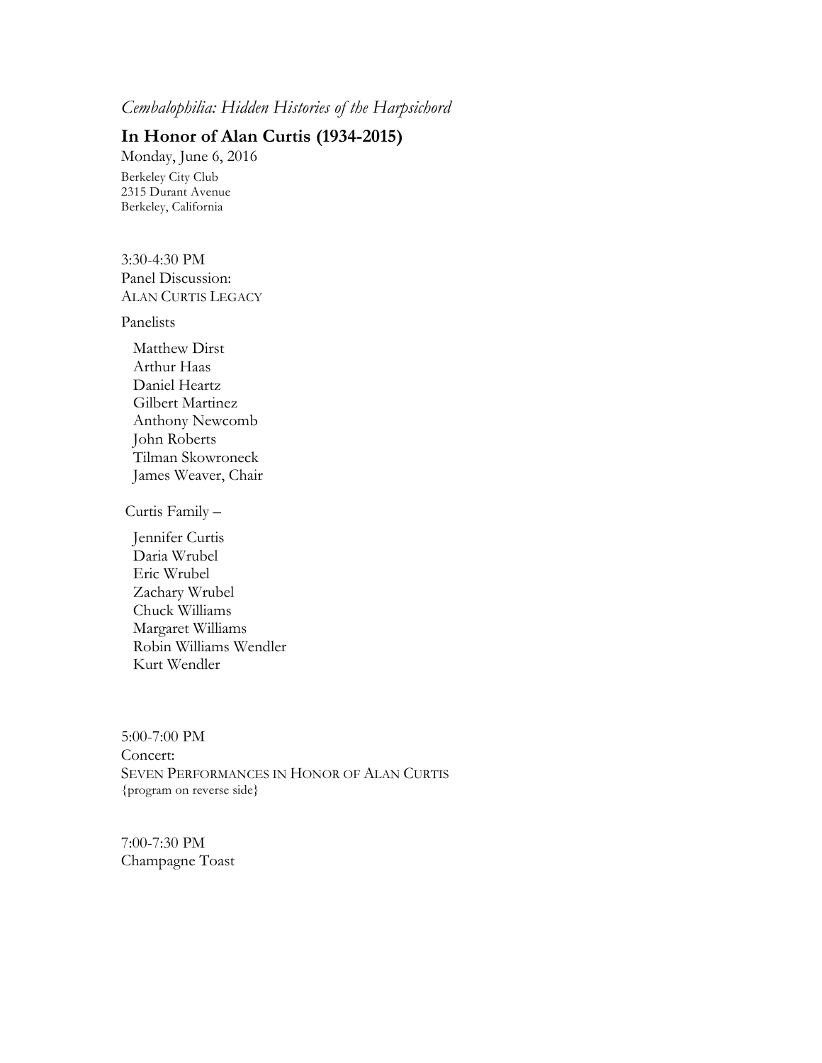*Cembalophilia: Hidden Histories of the Harpsichord*

## In Honor of Alan Curtis (1934-2015)

Monday, June 6, 2016

Berkeley City Club
2315 Durant Avenue
Berkeley, California

3:30-4:30 PM
Panel Discussion:
ALAN CURTIS LEGACY

Panelists

- Matthew Dirst
- Arthur Haas
- Daniel Heartz
- Gilbert Martinez
- Anthony Newcomb
- John Roberts
- Tilman Skowroneck
- James Weaver, Chair

Curtis Family –

- Jennifer Curtis
- Daria Wrubel
- Eric Wrubel
- Zachary Wrubel
- Chuck Williams
- Margaret Williams
- Robin Williams Wendler
- Kurt Wendler

5:00-7:00 PM
Concert:
SEVEN PERFORMANCES IN HONOR OF ALAN CURTIS
{program on reverse side}

7:00-7:30 PM
Champagne Toast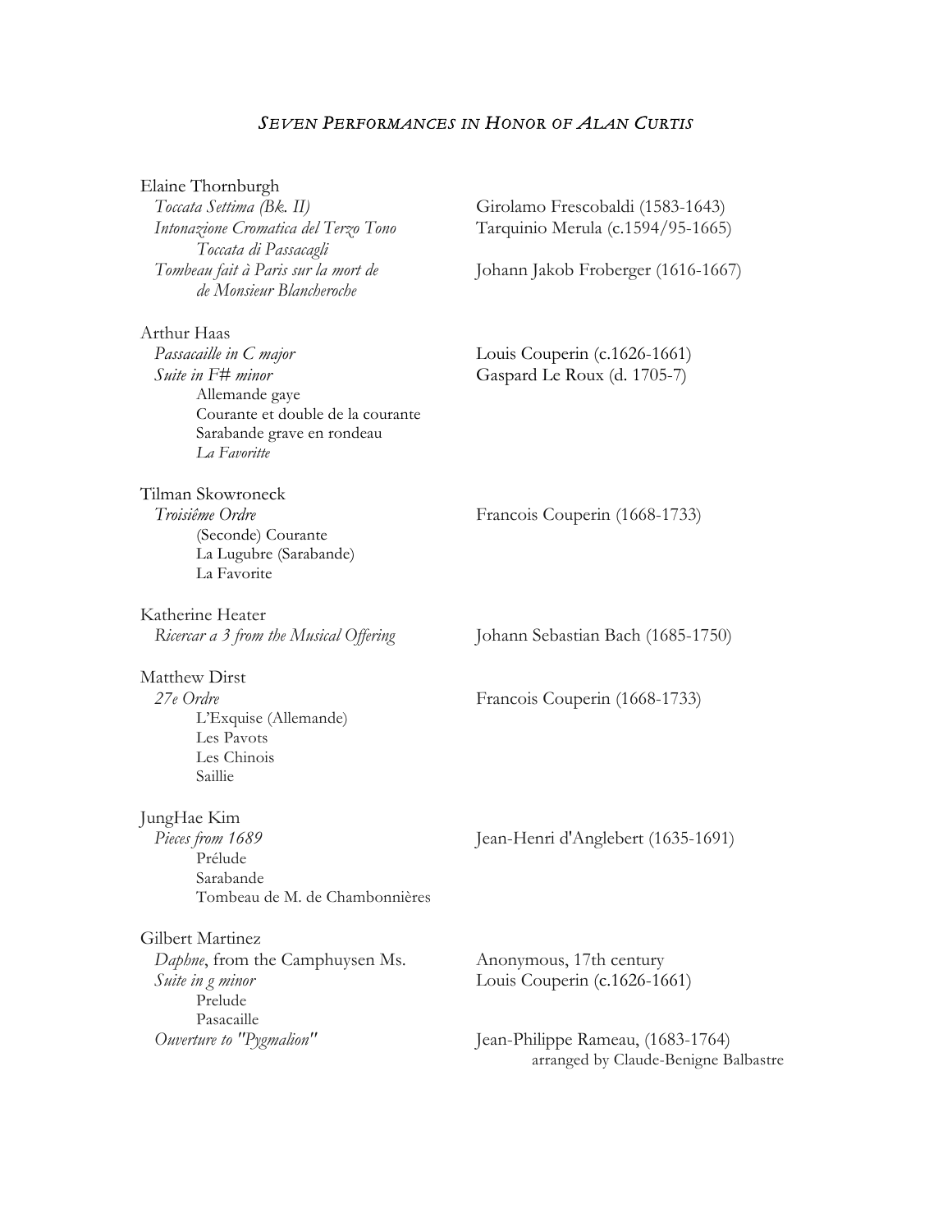## *Seven Performances in Honor of Alan Curtis*

**Elaine Thornburgh**

*Toccata Settima (Bk. II)* — Girolamo Frescobaldi (1583-1643)

*Intonazione Cromatica del Terzo Tono* — Tarquinio Merula (c.1594/95-1665)

*Toccata di Passacagli*

*Tombeau fait à Paris sur la mort de de Monsieur Blancheroche* — Johann Jakob Froberger (1616-1667)

**Arthur Haas**

*Passacaille in C major* — Louis Couperin (c.1626-1661)

*Suite in F# minor* — Gaspard Le Roux (d. 1705-7)

- Allemande gaye
- Courante et double de la courante
- Sarabande grave en rondeau
- *La Favoritte*

**Tilman Skowroneck**

*Troisiême Ordre* — Francois Couperin (1668-1733)

- (Seconde) Courante
- La Lugubre (Sarabande)
- La Favorite

**Katherine Heater**

*Ricercar a 3 from the Musical Offering* — Johann Sebastian Bach (1685-1750)

**Matthew Dirst**

*27e Ordre* — Francois Couperin (1668-1733)

- L'Exquise (Allemande)
- Les Pavots
- Les Chinois
- Saillie

**JungHae Kim**

*Pieces from 1689* — Jean-Henri d'Anglebert (1635-1691)

- Prélude
- Sarabande
- Tombeau de M. de Chambonnières

**Gilbert Martinez**

*Daphne*, from the Camphuysen Ms. — Anonymous, 17th century

*Suite in g minor* — Louis Couperin (c.1626-1661)

- Prelude
- Pasacaille

*Ouverture to "Pygmalion"* — Jean-Philippe Rameau, (1683-1764) arranged by Claude-Benigne Balbastre